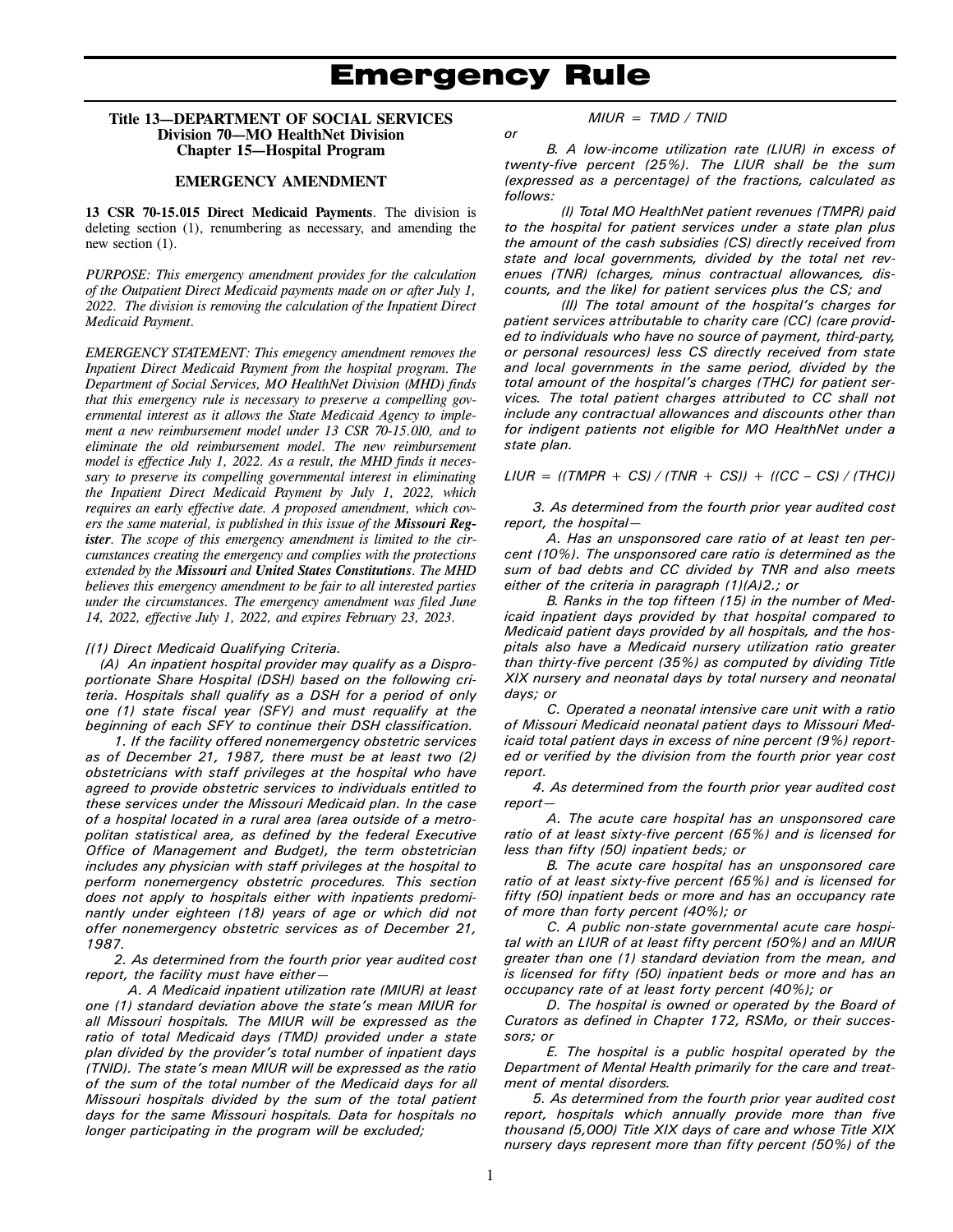# Emergency Rule

**Title 13—DEPARTMENT OF SOCIAL SERVICES**
**Division 70—MO HealthNet Division**
**Chapter 15—Hospital Program**

**EMERGENCY AMENDMENT**

**13 CSR 70-15.015 Direct Medicaid Payments**. The division is deleting section (1), renumbering as necessary, and amending the new section (1).

*PURPOSE: This emergency amendment provides for the calculation of the Outpatient Direct Medicaid payments made on or after July 1, 2022. The division is removing the calculation of the Inpatient Direct Medicaid Payment.*

*EMERGENCY STATEMENT: This emegency amendment removes the Inpatient Direct Medicaid Payment from the hospital program. The Department of Social Services, MO HealthNet Division (MHD) finds that this emergency rule is necessary to preserve a compelling governmental interest as it allows the State Medicaid Agency to implement a new reimbursement model under 13 CSR 70-15.010, and to eliminate the old reimbursement model. The new reimbursement model is effectice July 1, 2022. As a result, the MHD finds it necessary to preserve its compelling governmental interest in eliminating the Inpatient Direct Medicaid Payment by July 1, 2022, which requires an early effective date. A proposed amendment, which covers the same material, is published in this issue of the **Missouri Register**. The scope of this emergency amendment is limited to the circumstances creating the emergency and complies with the protections extended by the **Missouri** and **United States Constitutions**. The MHD believes this emergency amendment to be fair to all interested parties under the circumstances. The emergency amendment was filed June 14, 2022, effective July 1, 2022, and expires February 23, 2023.*

*[(1) Direct Medicaid Qualifying Criteria.*

*(A) An inpatient hospital provider may qualify as a Disproportionate Share Hospital (DSH) based on the following criteria. Hospitals shall qualify as a DSH for a period of only one (1) state fiscal year (SFY) and must requalify at the beginning of each SFY to continue their DSH classification.*

*1. If the facility offered nonemergency obstetric services as of December 21, 1987, there must be at least two (2) obstetricians with staff privileges at the hospital who have agreed to provide obstetric services to individuals entitled to these services under the Missouri Medicaid plan. In the case of a hospital located in a rural area (area outside of a metropolitan statistical area, as defined by the federal Executive Office of Management and Budget), the term obstetrician includes any physician with staff privileges at the hospital to perform nonemergency obstetric procedures. This section does not apply to hospitals either with inpatients predominantly under eighteen (18) years of age or which did not offer nonemergency obstetric services as of December 21, 1987.*

*2. As determined from the fourth prior year audited cost report, the facility must have either—*

*A. A Medicaid inpatient utilization rate (MIUR) at least one (1) standard deviation above the state's mean MIUR for all Missouri hospitals. The MIUR will be expressed as the ratio of total Medicaid days (TMD) provided under a state plan divided by the provider's total number of inpatient days (TNID). The state's mean MIUR will be expressed as the ratio of the sum of the total number of the Medicaid days for all Missouri hospitals divided by the sum of the total patient days for the same Missouri hospitals. Data for hospitals no longer participating in the program will be excluded;*

$$MIUR = TMD / TNID$$

*or*

*B. A low-income utilization rate (LIUR) in excess of twenty-five percent (25%). The LIUR shall be the sum (expressed as a percentage) of the fractions, calculated as follows:*

*(I) Total MO HealthNet patient revenues (TMPR) paid to the hospital for patient services under a state plan plus the amount of the cash subsidies (CS) directly received from state and local governments, divided by the total net revenues (TNR) (charges, minus contractual allowances, discounts, and the like) for patient services plus the CS; and*

*(II) The total amount of the hospital's charges for patient services attributable to charity care (CC) (care provided to individuals who have no source of payment, third-party, or personal resources) less CS directly received from state and local governments in the same period, divided by the total amount of the hospital's charges (THC) for patient services. The total patient charges attributed to CC shall not include any contractual allowances and discounts other than for indigent patients not eligible for MO HealthNet under a state plan.*

$$LIUR = ((TMPR + CS) / (TNR + CS)) + ((CC - CS) / (THC))$$

*3. As determined from the fourth prior year audited cost report, the hospital—*

*A. Has an unsponsored care ratio of at least ten percent (10%). The unsponsored care ratio is determined as the sum of bad debts and CC divided by TNR and also meets either of the criteria in paragraph (1)(A)2.; or*

*B. Ranks in the top fifteen (15) in the number of Medicaid inpatient days provided by that hospital compared to Medicaid patient days provided by all hospitals, and the hospitals also have a Medicaid nursery utilization ratio greater than thirty-five percent (35%) as computed by dividing Title XIX nursery and neonatal days by total nursery and neonatal days; or*

*C. Operated a neonatal intensive care unit with a ratio of Missouri Medicaid neonatal patient days to Missouri Medicaid total patient days in excess of nine percent (9%) reported or verified by the division from the fourth prior year cost report.*

*4. As determined from the fourth prior year audited cost report—*

*A. The acute care hospital has an unsponsored care ratio of at least sixty-five percent (65%) and is licensed for less than fifty (50) inpatient beds; or*

*B. The acute care hospital has an unsponsored care ratio of at least sixty-five percent (65%) and is licensed for fifty (50) inpatient beds or more and has an occupancy rate of more than forty percent (40%); or*

*C. A public non-state governmental acute care hospital with an LIUR of at least fifty percent (50%) and an MIUR greater than one (1) standard deviation from the mean, and is licensed for fifty (50) inpatient beds or more and has an occupancy rate of at least forty percent (40%); or*

*D. The hospital is owned or operated by the Board of Curators as defined in Chapter 172, RSMo, or their successors; or*

*E. The hospital is a public hospital operated by the Department of Mental Health primarily for the care and treatment of mental disorders.*

*5. As determined from the fourth prior year audited cost report, hospitals which annually provide more than five thousand (5,000) Title XIX days of care and whose Title XIX nursery days represent more than fifty percent (50%) of the*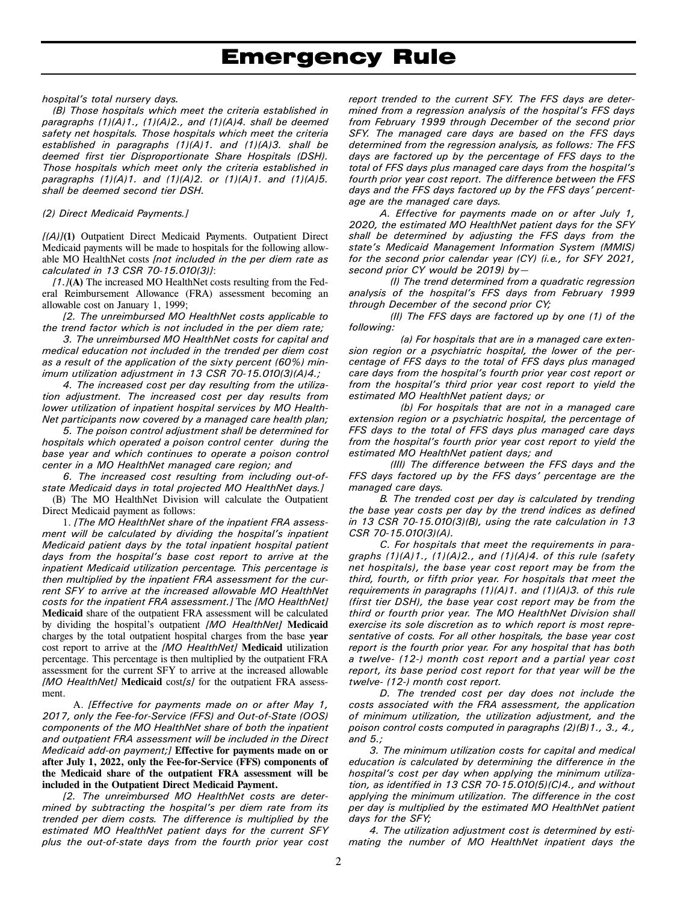*hospital's total nursery days.*

*(B) Those hospitals which meet the criteria established in paragraphs (1)(A)1., (1)(A)2., and (1)(A)4. shall be deemed safety net hospitals. Those hospitals which meet the criteria established in paragraphs (1)(A)1. and (1)(A)3. shall be deemed first tier Disproportionate Share Hospitals (DSH). Those hospitals which meet only the criteria established in paragraphs (1)(A)1. and (1)(A)2. or (1)(A)1. and (1)(A)5. shall be deemed second tier DSH.*

*(2) Direct Medicaid Payments.]*

*[(A)]***(1)** Outpatient Direct Medicaid Payments. Outpatient Direct Medicaid payments will be made to hospitals for the following allowable MO HealthNet costs *[not included in the per diem rate as calculated in 13 CSR 70-15.010(3)]*:

*[1.]***(A)** The increased MO HealthNet costs resulting from the Federal Reimbursement Allowance (FRA) assessment becoming an allowable cost on January 1, 1999;

*[2. The unreimbursed MO HealthNet costs applicable to the trend factor which is not included in the per diem rate;*

*3. The unreimbursed MO HealthNet costs for capital and medical education not included in the trended per diem cost as a result of the application of the sixty percent (60%) minimum utilization adjustment in 13 CSR 70-15.010(3)(A)4.;*

*4. The increased cost per day resulting from the utilization adjustment. The increased cost per day results from lower utilization of inpatient hospital services by MO HealthNet participants now covered by a managed care health plan;*

*5. The poison control adjustment shall be determined for hospitals which operated a poison control center during the base year and which continues to operate a poison control center in a MO HealthNet managed care region; and*

*6. The increased cost resulting from including out-of-state Medicaid days in total projected MO HealthNet days.]*

(B) The MO HealthNet Division will calculate the Outpatient Direct Medicaid payment as follows:

1. *[The MO HealthNet share of the inpatient FRA assessment will be calculated by dividing the hospital's inpatient Medicaid patient days by the total inpatient hospital patient days from the hospital's base cost report to arrive at the inpatient Medicaid utilization percentage. This percentage is then multiplied by the inpatient FRA assessment for the current SFY to arrive at the increased allowable MO HealthNet costs for the inpatient FRA assessment.]* The *[MO HealthNet]* **Medicaid** share of the outpatient FRA assessment will be calculated by dividing the hospital's outpatient *[MO HealthNet]* **Medicaid** charges by the total outpatient hospital charges from the base **year** cost report to arrive at the *[MO HealthNet]* **Medicaid** utilization percentage. This percentage is then multiplied by the outpatient FRA assessment for the current SFY to arrive at the increased allowable *[MO HealthNet]* **Medicaid** cost*[s]* for the outpatient FRA assessment.

A. *[Effective for payments made on or after May 1, 2017, only the Fee-for-Service (FFS) and Out-of-State (OOS) components of the MO HealthNet share of both the inpatient and outpatient FRA assessment will be included in the Direct Medicaid add-on payment;]* **Effective for payments made on or after July 1, 2022, only the Fee-for-Service (FFS) components of the Medicaid share of the outpatient FRA assessment will be included in the Outpatient Direct Medicaid Payment.**

*[2. The unreimbursed MO HealthNet costs are determined by subtracting the hospital's per diem rate from its trended per diem costs. The difference is multiplied by the estimated MO HealthNet patient days for the current SFY plus the out-of-state days from the fourth prior year cost report trended to the current SFY. The FFS days are determined from a regression analysis of the hospital's FFS days from February 1999 through December of the second prior SFY. The managed care days are based on the FFS days determined from the regression analysis, as follows: The FFS days are factored up by the percentage of FFS days to the total of FFS days plus managed care days from the hospital's fourth prior year cost report. The difference between the FFS days and the FFS days factored up by the FFS days' percentage are the managed care days.*

*A. Effective for payments made on or after July 1, 2020, the estimated MO HealthNet patient days for the SFY shall be determined by adjusting the FFS days from the state's Medicaid Management Information System (MMIS) for the second prior calendar year (CY) (i.e., for SFY 2021, second prior CY would be 2019) by—*

*(I) The trend determined from a quadratic regression analysis of the hospital's FFS days from February 1999 through December of the second prior CY;*

*(II) The FFS days are factored up by one (1) of the following:*

*(a) For hospitals that are in a managed care extension region or a psychiatric hospital, the lower of the percentage of FFS days to the total of FFS days plus managed care days from the hospital's fourth prior year cost report or from the hospital's third prior year cost report to yield the estimated MO HealthNet patient days; or*

*(b) For hospitals that are not in a managed care extension region or a psychiatric hospital, the percentage of FFS days to the total of FFS days plus managed care days from the hospital's fourth prior year cost report to yield the estimated MO HealthNet patient days; and*

*(III) The difference between the FFS days and the FFS days factored up by the FFS days' percentage are the managed care days.*

*B. The trended cost per day is calculated by trending the base year costs per day by the trend indices as defined in 13 CSR 70-15.010(3)(B), using the rate calculation in 13 CSR 70-15.010(3)(A).*

*C. For hospitals that meet the requirements in paragraphs (1)(A)1., (1)(A)2., and (1)(A)4. of this rule (safety net hospitals), the base year cost report may be from the third, fourth, or fifth prior year. For hospitals that meet the requirements in paragraphs (1)(A)1. and (1)(A)3. of this rule (first tier DSH), the base year cost report may be from the third or fourth prior year. The MO HealthNet Division shall exercise its sole discretion as to which report is most representative of costs. For all other hospitals, the base year cost report is the fourth prior year. For any hospital that has both a twelve- (12-) month cost report and a partial year cost report, its base period cost report for that year will be the twelve- (12-) month cost report.*

*D. The trended cost per day does not include the costs associated with the FRA assessment, the application of minimum utilization, the utilization adjustment, and the poison control costs computed in paragraphs (2)(B)1., 3., 4., and 5.;*

*3. The minimum utilization costs for capital and medical education is calculated by determining the difference in the hospital's cost per day when applying the minimum utilization, as identified in 13 CSR 70-15.010(5)(C)4., and without applying the minimum utilization. The difference in the cost per day is multiplied by the estimated MO HealthNet patient days for the SFY;*

*4. The utilization adjustment cost is determined by estimating the number of MO HealthNet inpatient days the*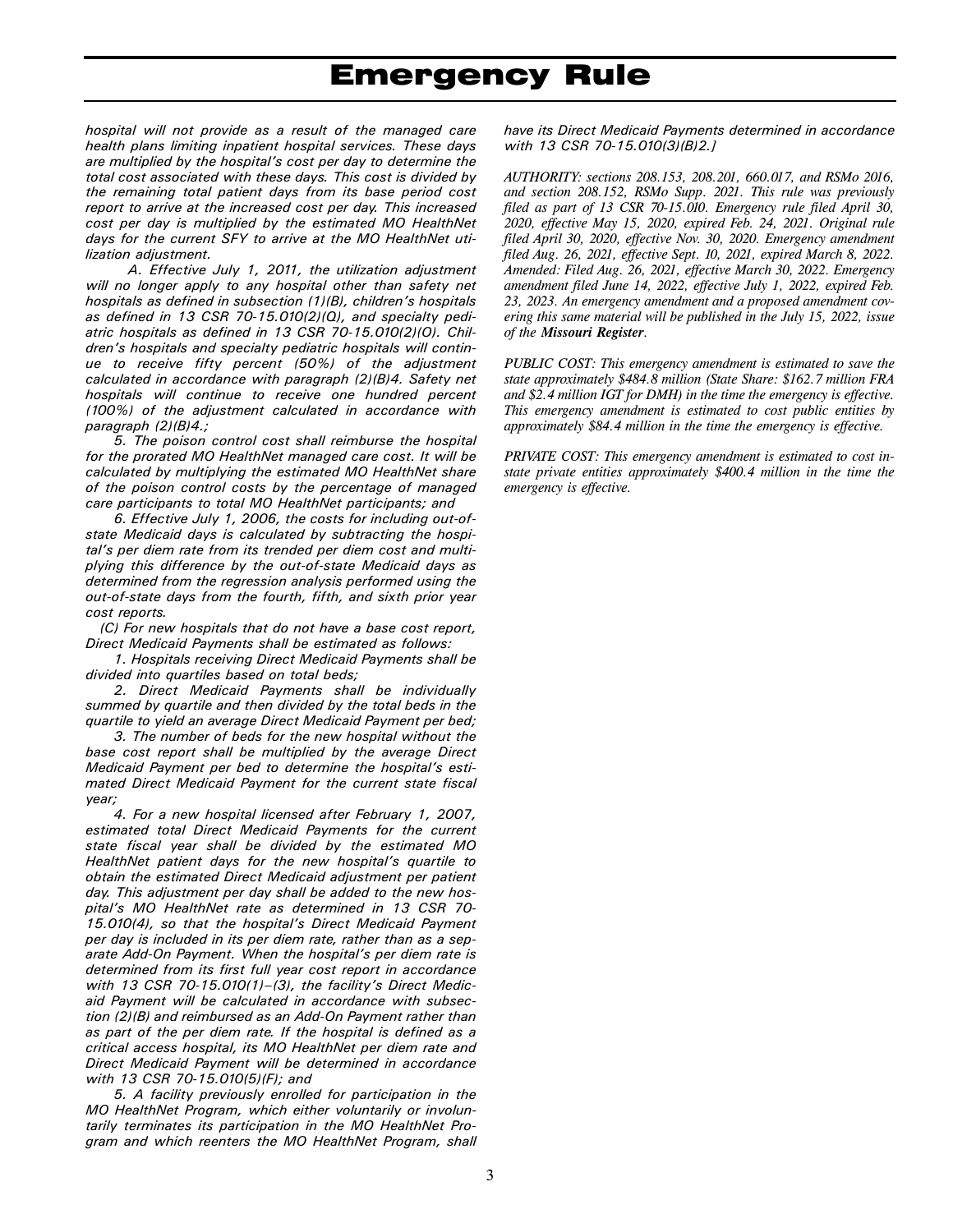*hospital will not provide as a result of the managed care health plans limiting inpatient hospital services. These days are multiplied by the hospital's cost per day to determine the total cost associated with these days. This cost is divided by the remaining total patient days from its base period cost report to arrive at the increased cost per day. This increased cost per day is multiplied by the estimated MO HealthNet days for the current SFY to arrive at the MO HealthNet utilization adjustment.*

*A. Effective July 1, 2011, the utilization adjustment will no longer apply to any hospital other than safety net hospitals as defined in subsection (1)(B), children's hospitals as defined in 13 CSR 70-15.010(2)(Q), and specialty pediatric hospitals as defined in 13 CSR 70-15.010(2)(O). Children's hospitals and specialty pediatric hospitals will continue to receive fifty percent (50%) of the adjustment calculated in accordance with paragraph (2)(B)4. Safety net hospitals will continue to receive one hundred percent (100%) of the adjustment calculated in accordance with paragraph (2)(B)4.;*

*5. The poison control cost shall reimburse the hospital for the prorated MO HealthNet managed care cost. It will be calculated by multiplying the estimated MO HealthNet share of the poison control costs by the percentage of managed care participants to total MO HealthNet participants; and*

*6. Effective July 1, 2006, the costs for including out-of-state Medicaid days is calculated by subtracting the hospital's per diem rate from its trended per diem cost and multiplying this difference by the out-of-state Medicaid days as determined from the regression analysis performed using the out-of-state days from the fourth, fifth, and sixth prior year cost reports.*

*(C) For new hospitals that do not have a base cost report, Direct Medicaid Payments shall be estimated as follows:*

*1. Hospitals receiving Direct Medicaid Payments shall be divided into quartiles based on total beds;*

*2. Direct Medicaid Payments shall be individually summed by quartile and then divided by the total beds in the quartile to yield an average Direct Medicaid Payment per bed;*

*3. The number of beds for the new hospital without the base cost report shall be multiplied by the average Direct Medicaid Payment per bed to determine the hospital's estimated Direct Medicaid Payment for the current state fiscal year;*

*4. For a new hospital licensed after February 1, 2007, estimated total Direct Medicaid Payments for the current state fiscal year shall be divided by the estimated MO HealthNet patient days for the new hospital's quartile to obtain the estimated Direct Medicaid adjustment per patient day. This adjustment per day shall be added to the new hospital's MO HealthNet rate as determined in 13 CSR 70-15.010(4), so that the hospital's Direct Medicaid Payment per day is included in its per diem rate, rather than as a separate Add-On Payment. When the hospital's per diem rate is determined from its first full year cost report in accordance with 13 CSR 70-15.010(1)–(3), the facility's Direct Medicaid Payment will be calculated in accordance with subsection (2)(B) and reimbursed as an Add-On Payment rather than as part of the per diem rate. If the hospital is defined as a critical access hospital, its MO HealthNet per diem rate and Direct Medicaid Payment will be determined in accordance with 13 CSR 70-15.010(5)(F); and*

*5. A facility previously enrolled for participation in the MO HealthNet Program, which either voluntarily or involuntarily terminates its participation in the MO HealthNet Program and which reenters the MO HealthNet Program, shall have its Direct Medicaid Payments determined in accordance with 13 CSR 70-15.010(3)(B)2.]*

*AUTHORITY: sections 208.153, 208.201, 660.017, and RSMo 2016, and section 208.152, RSMo Supp. 2021. This rule was previously filed as part of 13 CSR 70-15.010. Emergency rule filed April 30, 2020, effective May 15, 2020, expired Feb. 24, 2021. Original rule filed April 30, 2020, effective Nov. 30, 2020. Emergency amendment filed Aug. 26, 2021, effective Sept. 10, 2021, expired March 8, 2022. Amended: Filed Aug. 26, 2021, effective March 30, 2022. Emergency amendment filed June 14, 2022, effective July 1, 2022, expired Feb. 23, 2023. An emergency amendment and a proposed amendment covering this same material will be published in the July 15, 2022, issue of the **Missouri Register**.*

*PUBLIC COST: This emergency amendment is estimated to save the state approximately $484.8 million (State Share: $162.7 million FRA and $2.4 million IGT for DMH) in the time the emergency is effective. This emergency amendment is estimated to cost public entities by approximately $84.4 million in the time the emergency is effective.*

*PRIVATE COST: This emergency amendment is estimated to cost in-state private entities approximately $400.4 million in the time the emergency is effective.*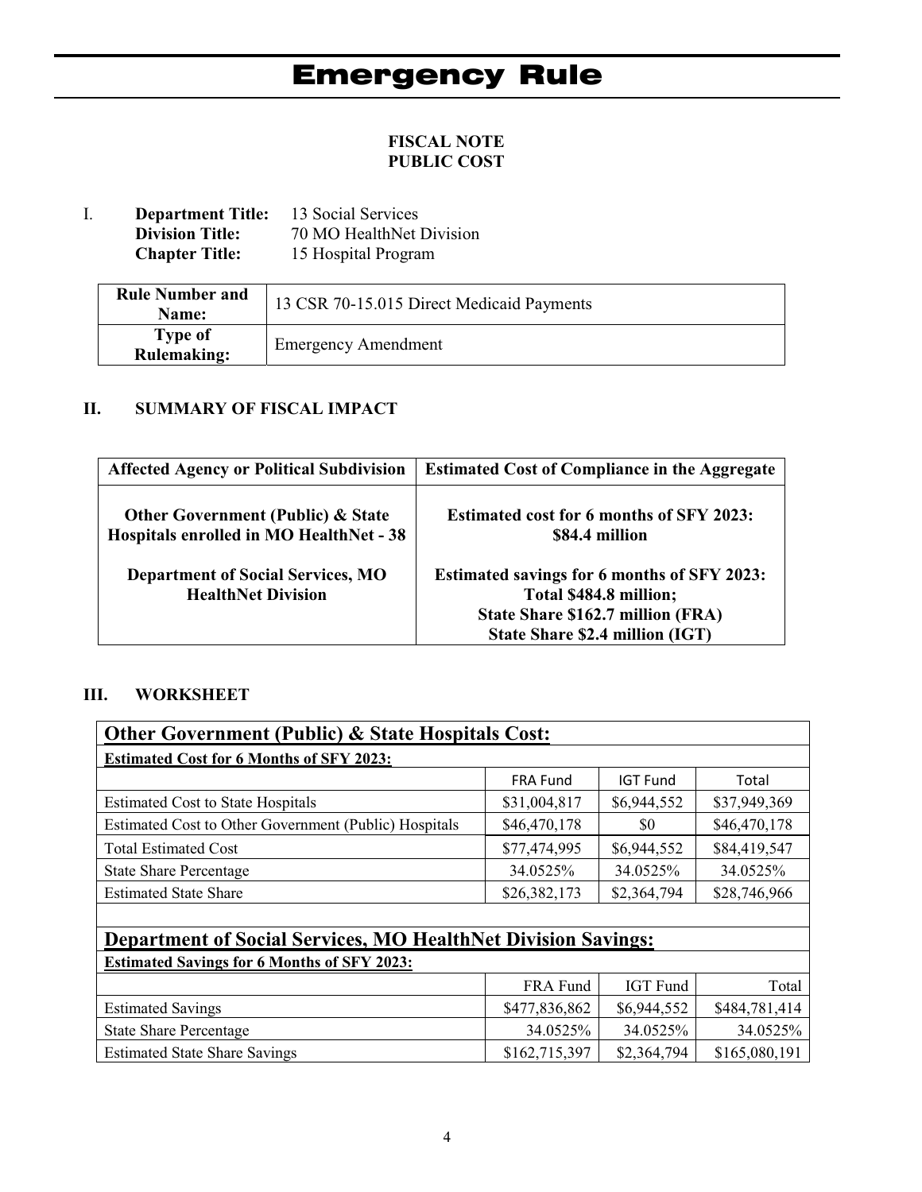# Emergency Rule

**FISCAL NOTE**
**PUBLIC COST**

I. **Department Title:** 13 Social Services
**Division Title:** 70 MO HealthNet Division
**Chapter Title:** 15 Hospital Program

| **Rule Number and Name:** | 13 CSR 70-15.015 Direct Medicaid Payments |
|---|---|
| **Type of Rulemaking:** | Emergency Amendment |

## II. SUMMARY OF FISCAL IMPACT

| Affected Agency or Political Subdivision | Estimated Cost of Compliance in the Aggregate |
|---|---|
| **Other Government (Public) & State Hospitals enrolled in MO HealthNet - 38** | **Estimated cost for 6 months of SFY 2023: $84.4 million** |
| **Department of Social Services, MO HealthNet Division** | **Estimated savings for 6 months of SFY 2023: Total $484.8 million; State Share $162.7 million (FRA) State Share $2.4 million (IGT)** |

## III. WORKSHEET

| **Other Government (Public) & State Hospitals Cost:** | | | |
|---|---|---|---|
| **Estimated Cost for 6 Months of SFY 2023:** | | | |
| | FRA Fund | IGT Fund | Total |
| Estimated Cost to State Hospitals | $31,004,817 | $6,944,552 | $37,949,369 |
| Estimated Cost to Other Government (Public) Hospitals | $46,470,178 | $0 | $46,470,178 |
| Total Estimated Cost | $77,474,995 | $6,944,552 | $84,419,547 |
| State Share Percentage | 34.0525% | 34.0525% | 34.0525% |
| Estimated State Share | $26,382,173 | $2,364,794 | $28,746,966 |

| **Department of Social Services, MO HealthNet Division Savings:** | | | |
|---|---|---|---|
| **Estimated Savings for 6 Months of SFY 2023:** | | | |
| | FRA Fund | IGT Fund | Total |
| Estimated Savings | $477,836,862 | $6,944,552 | $484,781,414 |
| State Share Percentage | 34.0525% | 34.0525% | 34.0525% |
| Estimated State Share Savings | $162,715,397 | $2,364,794 | $165,080,191 |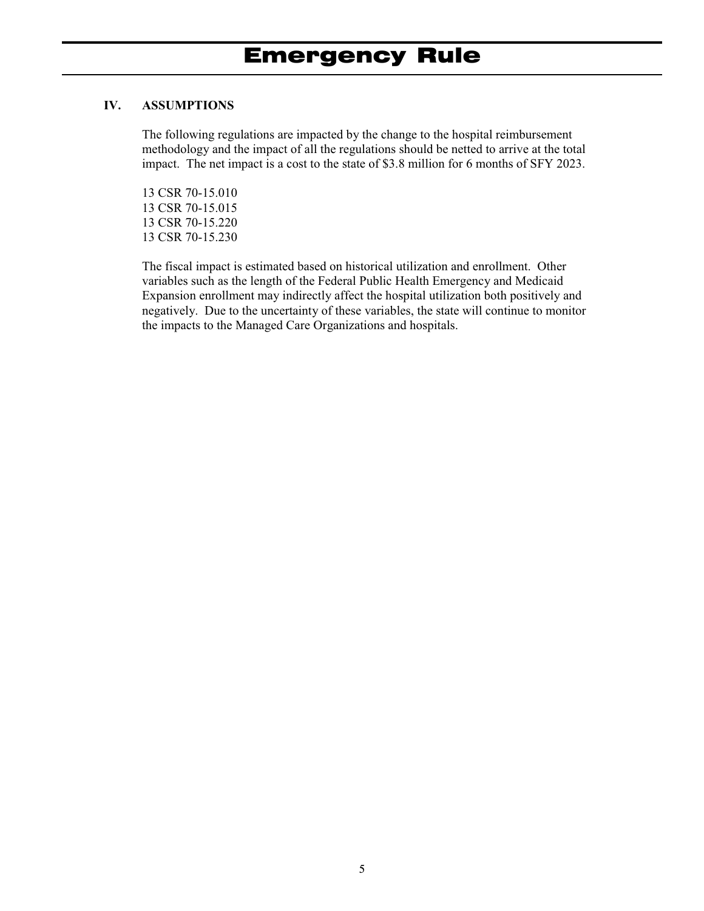# Emergency Rule

## IV. ASSUMPTIONS

The following regulations are impacted by the change to the hospital reimbursement methodology and the impact of all the regulations should be netted to arrive at the total impact. The net impact is a cost to the state of $3.8 million for 6 months of SFY 2023.

13 CSR 70-15.010
13 CSR 70-15.015
13 CSR 70-15.220
13 CSR 70-15.230

The fiscal impact is estimated based on historical utilization and enrollment. Other variables such as the length of the Federal Public Health Emergency and Medicaid Expansion enrollment may indirectly affect the hospital utilization both positively and negatively. Due to the uncertainty of these variables, the state will continue to monitor the impacts to the Managed Care Organizations and hospitals.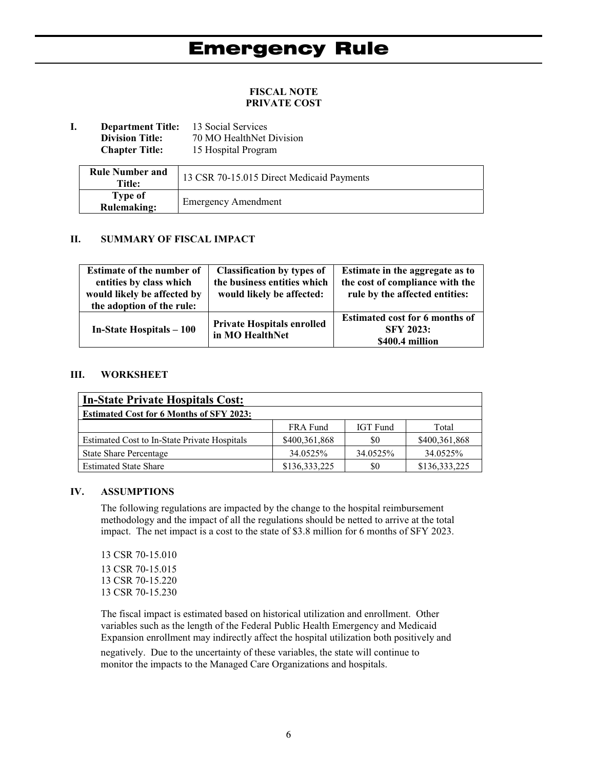# Emergency Rule

**FISCAL NOTE**
**PRIVATE COST**

**I. Department Title:** 13 Social Services
**Division Title:** 70 MO HealthNet Division
**Chapter Title:** 15 Hospital Program

| | |
|---|---|
| **Rule Number and Title:** | 13 CSR 70-15.015 Direct Medicaid Payments |
| **Type of Rulemaking:** | Emergency Amendment |

**II. SUMMARY OF FISCAL IMPACT**

| Estimate of the number of entities by class which would likely be affected by the adoption of the rule: | Classification by types of the business entities which would likely be affected: | Estimate in the aggregate as to the cost of compliance with the rule by the affected entities: |
|---|---|---|
| **In-State Hospitals – 100** | **Private Hospitals enrolled in MO HealthNet** | **Estimated cost for 6 months of SFY 2023: $400.4 million** |

**III. WORKSHEET**

| **In-State Private Hospitals Cost:** | | | |
|---|---|---|---|
| **Estimated Cost for 6 Months of SFY 2023:** | | | |
| | FRA Fund | IGT Fund | Total |
| Estimated Cost to In-State Private Hospitals | $400,361,868 | $0 | $400,361,868 |
| State Share Percentage | 34.0525% | 34.0525% | 34.0525% |
| Estimated State Share | $136,333,225 | $0 | $136,333,225 |

**IV. ASSUMPTIONS**

The following regulations are impacted by the change to the hospital reimbursement methodology and the impact of all the regulations should be netted to arrive at the total impact. The net impact is a cost to the state of $3.8 million for 6 months of SFY 2023.

13 CSR 70-15.010
13 CSR 70-15.015
13 CSR 70-15.220
13 CSR 70-15.230

The fiscal impact is estimated based on historical utilization and enrollment. Other variables such as the length of the Federal Public Health Emergency and Medicaid Expansion enrollment may indirectly affect the hospital utilization both positively and negatively. Due to the uncertainty of these variables, the state will continue to monitor the impacts to the Managed Care Organizations and hospitals.